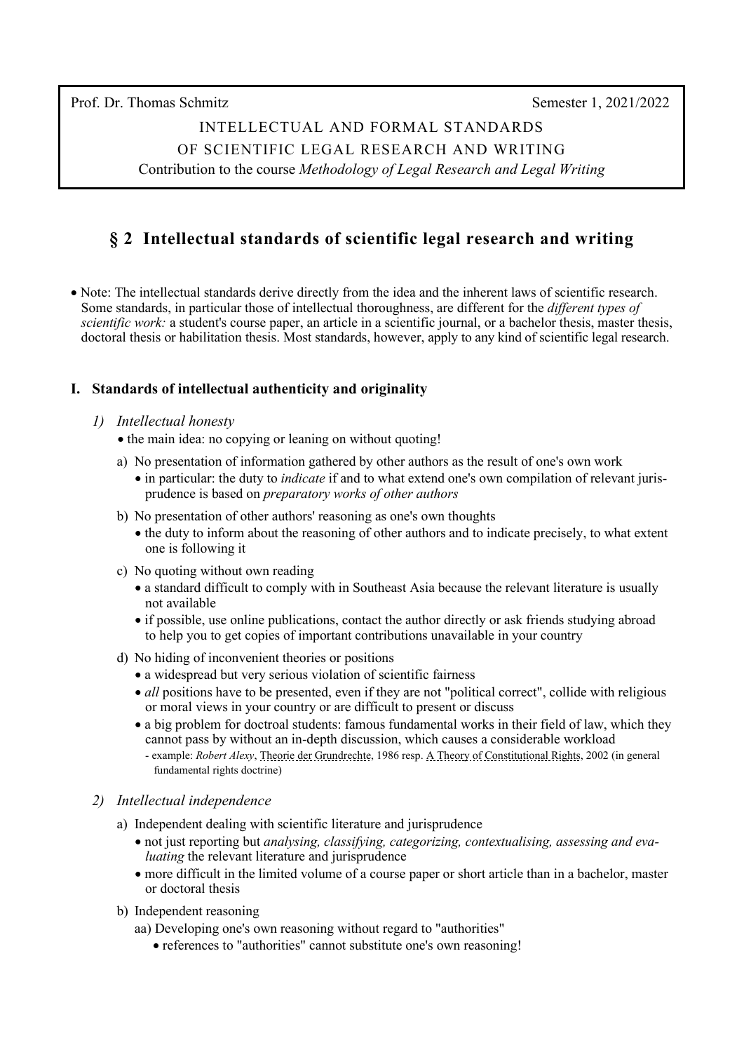Prof. Dr. Thomas Schmitz — Semester 1, 2021/2022

INTELLECTUAL AND FORMAL STANDARDS
OF SCIENTIFIC LEGAL RESEARCH AND WRITING

Contribution to the course *Methodology of Legal Research and Legal Writing*

# § 2 Intellectual standards of scientific legal research and writing

- Note: The intellectual standards derive directly from the idea and the inherent laws of scientific research. Some standards, in particular those of intellectual thoroughness, are different for the *different types of scientific work:* a student's course paper, an article in a scientific journal, or a bachelor thesis, master thesis, doctoral thesis or habilitation thesis. Most standards, however, apply to any kind of scientific legal research.

## I. Standards of intellectual authenticity and originality

### *1) Intellectual honesty*

- the main idea: no copying or leaning on without quoting!

a) No presentation of information gathered by other authors as the result of one's own work
- in particular: the duty to *indicate* if and to what extend one's own compilation of relevant jurisprudence is based on *preparatory works of other authors*

b) No presentation of other authors' reasoning as one's own thoughts
- the duty to inform about the reasoning of other authors and to indicate precisely, to what extent one is following it

c) No quoting without own reading
- a standard difficult to comply with in Southeast Asia because the relevant literature is usually not available
- if possible, use online publications, contact the author directly or ask friends studying abroad to help you to get copies of important contributions unavailable in your country

d) No hiding of inconvenient theories or positions
- a widespread but very serious violation of scientific fairness
- *all* positions have to be presented, even if they are not "political correct", collide with religious or moral views in your country or are difficult to present or discuss
- a big problem for doctroal students: famous fundamental works in their field of law, which they cannot pass by without an in-depth discussion, which causes a considerable workload
  - example: *Robert Alexy*, Theorie der Grundrechte, 1986 resp. A Theory of Constitutional Rights, 2002 (in general fundamental rights doctrine)

### *2) Intellectual independence*

a) Independent dealing with scientific literature and jurisprudence
- not just reporting but *analysing, classifying, categorizing, contextualising, assessing and evaluating* the relevant literature and jurisprudence
- more difficult in the limited volume of a course paper or short article than in a bachelor, master or doctoral thesis

b) Independent reasoning

aa) Developing one's own reasoning without regard to "authorities"
- references to "authorities" cannot substitute one's own reasoning!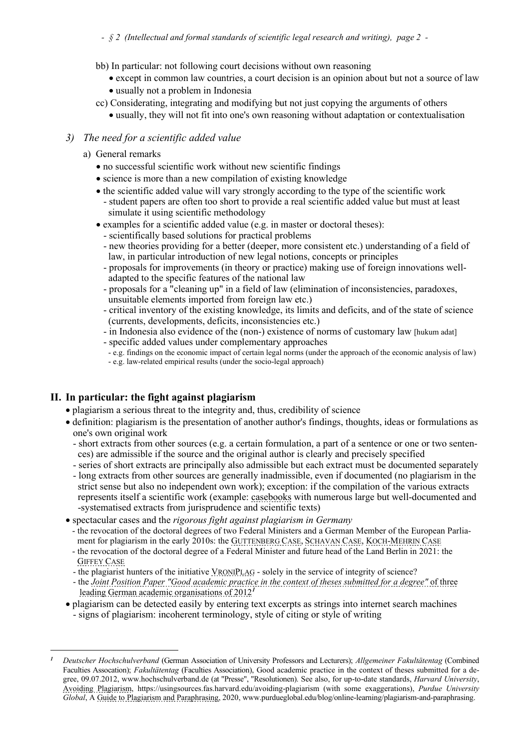bb) In particular: not following court decisions without own reasoning

- except in common law countries, a court decision is an opinion about but not a source of law
- usually not a problem in Indonesia

cc) Considerating, integrating and modifying but not just copying the arguments of others

- usually, they will not fit into one's own reasoning without adaptation or contextualisation

### *3) The need for a scientific added value*

a) General remarks

- no successful scientific work without new scientific findings
- science is more than a new compilation of existing knowledge
- the scientific added value will vary strongly according to the type of the scientific work
  - student papers are often too short to provide a real scientific added value but must at least simulate it using scientific methodology
- examples for a scientific added value (e.g. in master or doctoral theses):
  - scientifically based solutions for practical problems
  - new theories providing for a better (deeper, more consistent etc.) understanding of a field of law, in particular introduction of new legal notions, concepts or principles
  - proposals for improvements (in theory or practice) making use of foreign innovations well-adapted to the specific features of the national law
  - proposals for a "cleaning up" in a field of law (elimination of inconsistencies, paradoxes, unsuitable elements imported from foreign law etc.)
  - critical inventory of the existing knowledge, its limits and deficits, and of the state of science (currents, developments, deficits, inconsistencies etc.)
  - in Indonesia also evidence of the (non-) existence of norms of customary law [hukum adat]
  - specific added values under complementary approaches
    - e.g. findings on the economic impact of certain legal norms (under the approach of the economic analysis of law)
    - e.g. law-related empirical results (under the socio-legal approach)

## II. In particular: the fight against plagiarism

- plagiarism a serious threat to the integrity and, thus, credibility of science
- definition: plagiarism is the presentation of another author's findings, thoughts, ideas or formulations as one's own original work
  - short extracts from other sources (e.g. a certain formulation, a part of a sentence or one or two sentences) are admissible if the source and the original author is clearly and precisely specified
  - series of short extracts are principally also admissible but each extract must be documented separately
  - long extracts from other sources are generally inadmissible, even if documented (no plagiarism in the strict sense but also no independent own work); exception: if the compilation of the various extracts represents itself a scientific work (example: casebooks with numerous large but well-documented and -systematised extracts from jurisprudence and scientific texts)
- spectacular cases and the *rigorous fight against plagiarism in Germany*
  - the revocation of the doctoral degrees of two Federal Ministers and a German Member of the European Parliament for plagiarism in the early 2010s: the GUTTENBERG CASE, SCHAVAN CASE, KOCH-MEHRIN CASE
  - the revocation of the doctoral degree of a Federal Minister and future head of the Land Berlin in 2021: the GIFFEY CASE
  - the plagiarist hunters of the initiative VRONIPLAG - solely in the service of integrity of science?
  - the *Joint Position Paper "Good academic practice in the context of theses submitted for a degree"* of three leading German academic organisations of 2012[1]
- plagiarism can be detected easily by entering text excerpts as strings into internet search machines
  - signs of plagiarism: incoherent terminology, style of citing or style of writing

---

[1] *Deutscher Hochschulverband* (German Association of University Professors and Lecturers); *Allgemeiner Fakultätentag* (Combined Faculties Assocation); *Fakultätentag* (Faculties Association), Good academic practice in the context of theses submitted for a degree, 09.07.2012, www.hochschulverband.de (at "Presse", "Resolutionen). See also, for up-to-date standards, *Harvard University*, Avoiding Plagiarism, https://usingsources.fas.harvard.edu/avoiding-plagiarism (with some exaggerations), *Purdue University Global*, A Guide to Plagiarism and Paraphrasing, 2020, www.purdueglobal.edu/blog/online-learning/plagiarism-and-paraphrasing.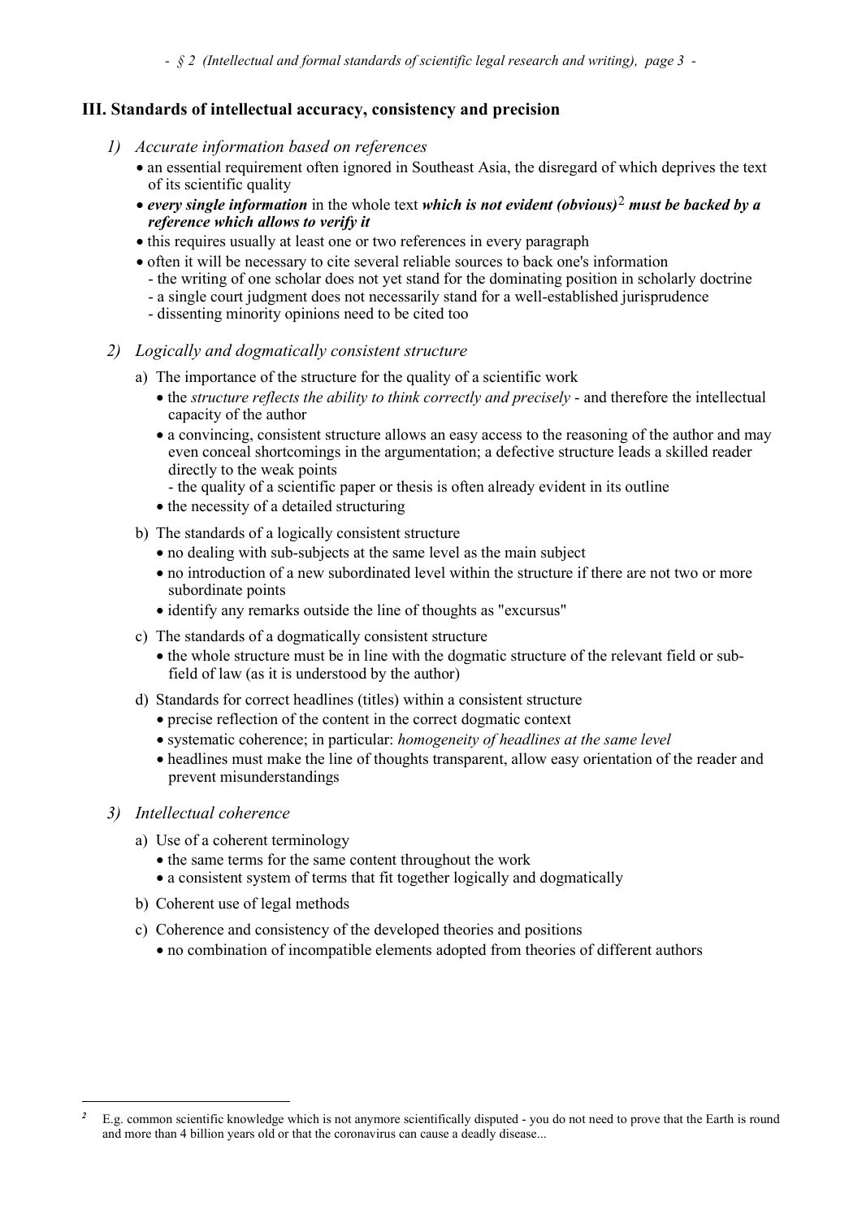## III. Standards of intellectual accuracy, consistency and precision

### *1) Accurate information based on references*

- an essential requirement often ignored in Southeast Asia, the disregard of which deprives the text of its scientific quality
- ***every single information*** in the whole text ***which is not evident (obvious)***[2] ***must be backed by a reference which allows to verify it***
- this requires usually at least one or two references in every paragraph
- often it will be necessary to cite several reliable sources to back one's information
  - the writing of one scholar does not yet stand for the dominating position in scholarly doctrine
  - a single court judgment does not necessarily stand for a well-established jurisprudence
  - dissenting minority opinions need to be cited too

### *2) Logically and dogmatically consistent structure*

a) The importance of the structure for the quality of a scientific work

- the *structure reflects the ability to think correctly and precisely* - and therefore the intellectual capacity of the author
- a convincing, consistent structure allows an easy access to the reasoning of the author and may even conceal shortcomings in the argumentation; a defective structure leads a skilled reader directly to the weak points
  - the quality of a scientific paper or thesis is often already evident in its outline
- the necessity of a detailed structuring

b) The standards of a logically consistent structure

- no dealing with sub-subjects at the same level as the main subject
- no introduction of a new subordinated level within the structure if there are not two or more subordinate points
- identify any remarks outside the line of thoughts as "excursus"

c) The standards of a dogmatically consistent structure

- the whole structure must be in line with the dogmatic structure of the relevant field or sub-field of law (as it is understood by the author)

d) Standards for correct headlines (titles) within a consistent structure

- precise reflection of the content in the correct dogmatic context
- systematic coherence; in particular: *homogeneity of headlines at the same level*
- headlines must make the line of thoughts transparent, allow easy orientation of the reader and prevent misunderstandings

### *3) Intellectual coherence*

a) Use of a coherent terminology

- the same terms for the same content throughout the work
- a consistent system of terms that fit together logically and dogmatically

b) Coherent use of legal methods

c) Coherence and consistency of the developed theories and positions

- no combination of incompatible elements adopted from theories of different authors

---

[2] E.g. common scientific knowledge which is not anymore scientifically disputed - you do not need to prove that the Earth is round and more than 4 billion years old or that the coronavirus can cause a deadly disease...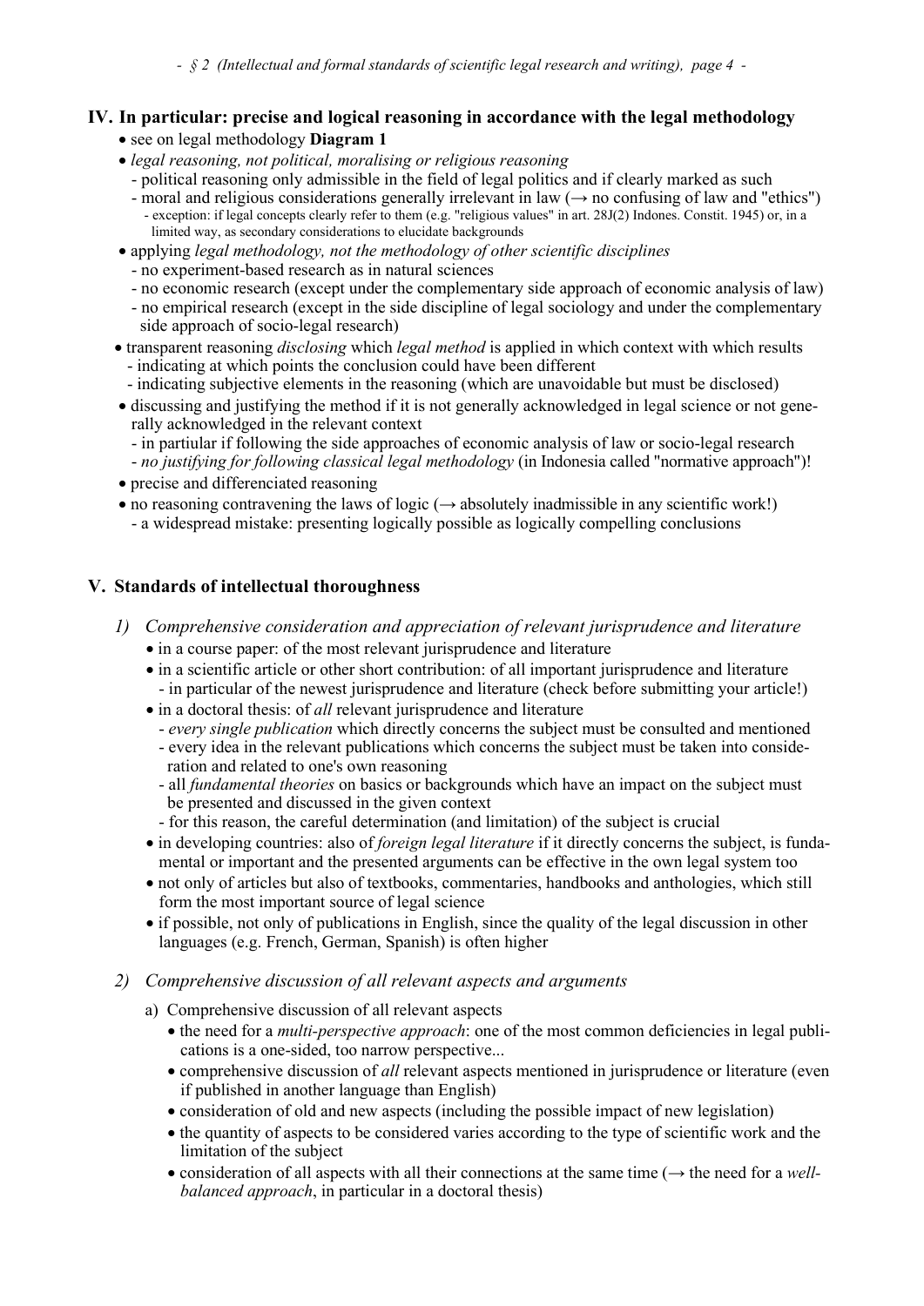## IV. In particular: precise and logical reasoning in accordance with the legal methodology

- see on legal methodology **Diagram 1**
- *legal reasoning, not political, moralising or religious reasoning*
  - political reasoning only admissible in the field of legal politics and if clearly marked as such
  - moral and religious considerations generally irrelevant in law (→ no confusing of law and "ethics")
    - exception: if legal concepts clearly refer to them (e.g. "religious values" in art. 28J(2) Indones. Constit. 1945) or, in a limited way, as secondary considerations to elucidate backgrounds
- applying *legal methodology, not the methodology of other scientific disciplines*
  - no experiment-based research as in natural sciences
  - no economic research (except under the complementary side approach of economic analysis of law)
  - no empirical research (except in the side discipline of legal sociology and under the complementary side approach of socio-legal research)
- transparent reasoning *disclosing* which *legal method* is applied in which context with which results
  - indicating at which points the conclusion could have been different
  - indicating subjective elements in the reasoning (which are unavoidable but must be disclosed)
- discussing and justifying the method if it is not generally acknowledged in legal science or not generally acknowledged in the relevant context
  - in partiular if following the side approaches of economic analysis of law or socio-legal research
  - *no justifying for following classical legal methodology* (in Indonesia called "normative approach")!
- precise and differenciated reasoning
- no reasoning contravening the laws of logic (→ absolutely inadmissible in any scientific work!)
  - a widespread mistake: presenting logically possible as logically compelling conclusions

## V. Standards of intellectual thoroughness

### 1) *Comprehensive consideration and appreciation of relevant jurisprudence and literature*

- in a course paper: of the most relevant jurisprudence and literature
- in a scientific article or other short contribution: of all important jurisprudence and literature
  - in particular of the newest jurisprudence and literature (check before submitting your article!)
- in a doctoral thesis: of *all* relevant jurisprudence and literature
  - *every single publication* which directly concerns the subject must be consulted and mentioned
  - every idea in the relevant publications which concerns the subject must be taken into consideration and related to one's own reasoning
  - all *fundamental theories* on basics or backgrounds which have an impact on the subject must be presented and discussed in the given context
  - for this reason, the careful determination (and limitation) of the subject is crucial
- in developing countries: also of *foreign legal literature* if it directly concerns the subject, is fundamental or important and the presented arguments can be effective in the own legal system too
- not only of articles but also of textbooks, commentaries, handbooks and anthologies, which still form the most important source of legal science
- if possible, not only of publications in English, since the quality of the legal discussion in other languages (e.g. French, German, Spanish) is often higher

### 2) *Comprehensive discussion of all relevant aspects and arguments*

a) Comprehensive discussion of all relevant aspects

- the need for a *multi-perspective approach*: one of the most common deficiencies in legal publications is a one-sided, too narrow perspective...
- comprehensive discussion of *all* relevant aspects mentioned in jurisprudence or literature (even if published in another language than English)
- consideration of old and new aspects (including the possible impact of new legislation)
- the quantity of aspects to be considered varies according to the type of scientific work and the limitation of the subject
- consideration of all aspects with all their connections at the same time (→ the need for a *well-balanced approach*, in particular in a doctoral thesis)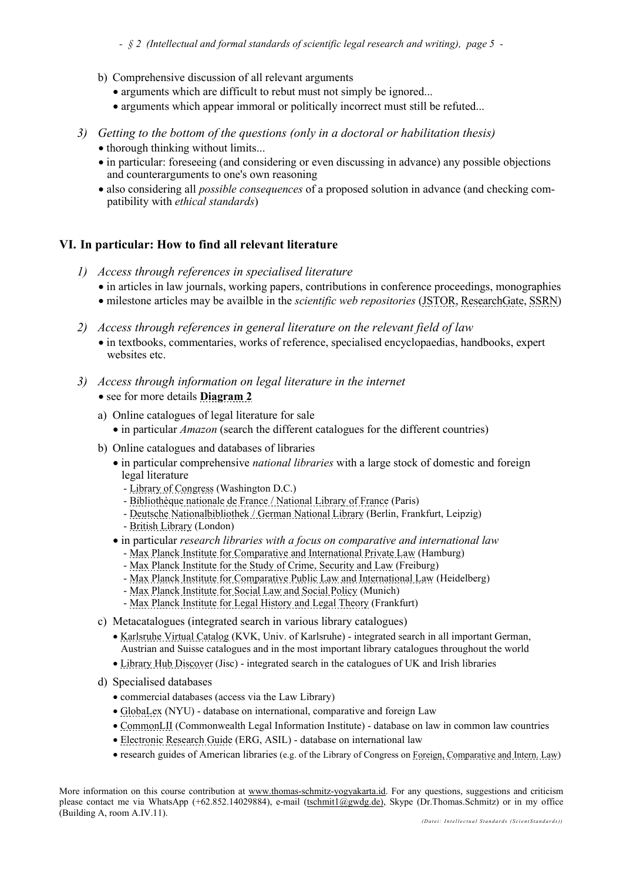b) Comprehensive discussion of all relevant arguments
   - arguments which are difficult to rebut must not simply be ignored...
   - arguments which appear immoral or politically incorrect must still be refuted...

*3) Getting to the bottom of the questions (only in a doctoral or habilitation thesis)*
   - thorough thinking without limits...
   - in particular: foreseeing (and considering or even discussing in advance) any possible objections and counterarguments to one's own reasoning
   - also considering all *possible consequences* of a proposed solution in advance (and checking compatibility with *ethical standards*)

## VI. In particular: How to find all relevant literature

*1) Access through references in specialised literature*
   - in articles in law journals, working papers, contributions in conference proceedings, monographies
   - milestone articles may be availble in the *scientific web repositories* (JSTOR, ResearchGate, SSRN)

*2) Access through references in general literature on the relevant field of law*
   - in textbooks, commentaries, works of reference, specialised encyclopaedias, handbooks, expert websites etc.

*3) Access through information on legal literature in the internet*
   - see for more details **Diagram 2**

a) Online catalogues of legal literature for sale
   - in particular *Amazon* (search the different catalogues for the different countries)

b) Online catalogues and databases of libraries
   - in particular comprehensive *national libraries* with a large stock of domestic and foreign legal literature
     - Library of Congress (Washington D.C.)
     - Bibliothèque nationale de France / National Library of France (Paris)
     - Deutsche Nationalbibliothek / German National Library (Berlin, Frankfurt, Leipzig)
     - British Library (London)
   - in particular *research libraries with a focus on comparative and international law*
     - Max Planck Institute for Comparative and International Private Law (Hamburg)
     - Max Planck Institute for the Study of Crime, Security and Law (Freiburg)
     - Max Planck Institute for Comparative Public Law and International Law (Heidelberg)
     - Max Planck Institute for Social Law and Social Policy (Munich)
     - Max Planck Institute for Legal History and Legal Theory (Frankfurt)

c) Metacatalogues (integrated search in various library catalogues)
   - Karlsruhe Virtual Catalog (KVK, Univ. of Karlsruhe) - integrated search in all important German, Austrian and Suisse catalogues and in the most important library catalogues throughout the world
   - Library Hub Discover (Jisc) - integrated search in the catalogues of UK and Irish libraries

d) Specialised databases
   - commercial databases (access via the Law Library)
   - GlobaLex (NYU) - database on international, comparative and foreign Law
   - CommonLII (Commonwealth Legal Information Institute) - database on law in common law countries
   - Electronic Research Guide (ERG, ASIL) - database on international law
   - research guides of American libraries (e.g. of the Library of Congress on Foreign, Comparative and Intern. Law)

More information on this course contribution at www.thomas-schmitz-yogyakarta.id. For any questions, suggestions and criticism please contact me via WhatsApp (+62.852.14029884), e-mail (tschmit1@gwdg.de), Skype (Dr.Thomas.Schmitz) or in my office (Building A, room A.IV.11).